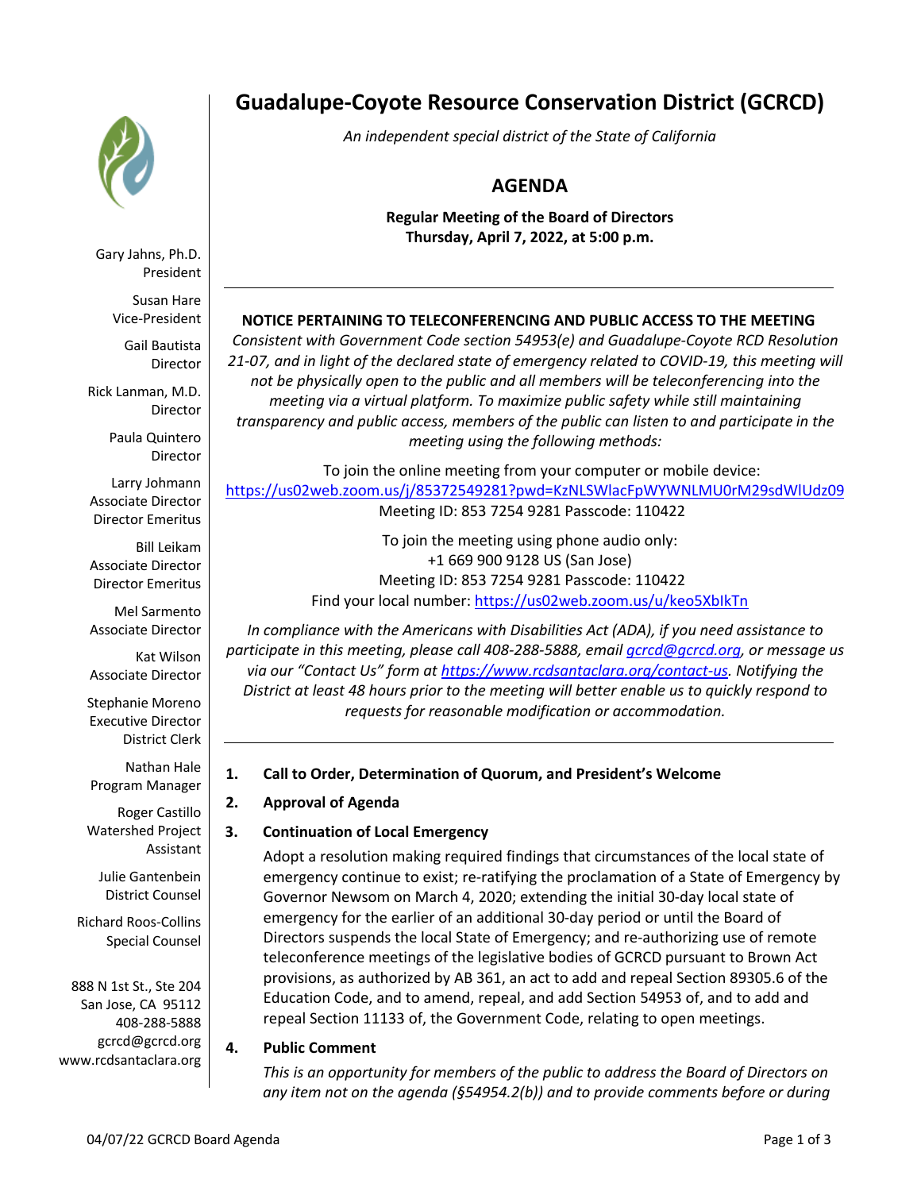# Guadalupe-Coyote Resource Conservation District (GCRCD)

*An independent special district of the State of California*

Gary Jahns, Ph.D.
President

Susan Hare
Vice-President

Gail Bautista
Director

Rick Lanman, M.D.
Director

Paula Quintero
Director

Larry Johmann
Associate Director
Director Emeritus

Bill Leikam
Associate Director
Director Emeritus

Mel Sarmento
Associate Director

Kat Wilson
Associate Director

Stephanie Moreno
Executive Director
District Clerk

Nathan Hale
Program Manager

Roger Castillo
Watershed Project Assistant

Julie Gantenbein
District Counsel

Richard Roos-Collins
Special Counsel

888 N 1st St., Ste 204
San Jose, CA 95112
408-288-5888
gcrcd@gcrcd.org
www.rcdsantaclara.org

## AGENDA

**Regular Meeting of the Board of Directors**
**Thursday, April 7, 2022, at 5:00 p.m.**

---

**NOTICE PERTAINING TO TELECONFERENCING AND PUBLIC ACCESS TO THE MEETING**

*Consistent with Government Code section 54953(e) and Guadalupe-Coyote RCD Resolution 21-07, and in light of the declared state of emergency related to COVID-19, this meeting will not be physically open to the public and all members will be teleconferencing into the meeting via a virtual platform. To maximize public safety while still maintaining transparency and public access, members of the public can listen to and participate in the meeting using the following methods:*

To join the online meeting from your computer or mobile device:
https://us02web.zoom.us/j/85372549281?pwd=KzNLSWlacFpWYWNLMU0rM29sdWlUdz09
Meeting ID: 853 7254 9281 Passcode: 110422

To join the meeting using phone audio only:
+1 669 900 9128 US (San Jose)
Meeting ID: 853 7254 9281 Passcode: 110422
Find your local number: https://us02web.zoom.us/u/keo5XbIkTn

*In compliance with the Americans with Disabilities Act (ADA), if you need assistance to participate in this meeting, please call 408-288-5888, email gcrcd@gcrcd.org, or message us via our "Contact Us" form at https://www.rcdsantaclara.org/contact-us. Notifying the District at least 48 hours prior to the meeting will better enable us to quickly respond to requests for reasonable modification or accommodation.*

---

1. **Call to Order, Determination of Quorum, and President's Welcome**

2. **Approval of Agenda**

3. **Continuation of Local Emergency**

   Adopt a resolution making required findings that circumstances of the local state of emergency continue to exist; re-ratifying the proclamation of a State of Emergency by Governor Newsom on March 4, 2020; extending the initial 30-day local state of emergency for the earlier of an additional 30-day period or until the Board of Directors suspends the local State of Emergency; and re-authorizing use of remote teleconference meetings of the legislative bodies of GCRCD pursuant to Brown Act provisions, as authorized by AB 361, an act to add and repeal Section 89305.6 of the Education Code, and to amend, repeal, and add Section 54953 of, and to add and repeal Section 11133 of, the Government Code, relating to open meetings.

4. **Public Comment**

   *This is an opportunity for members of the public to address the Board of Directors on any item not on the agenda (§54954.2(b)) and to provide comments before or during*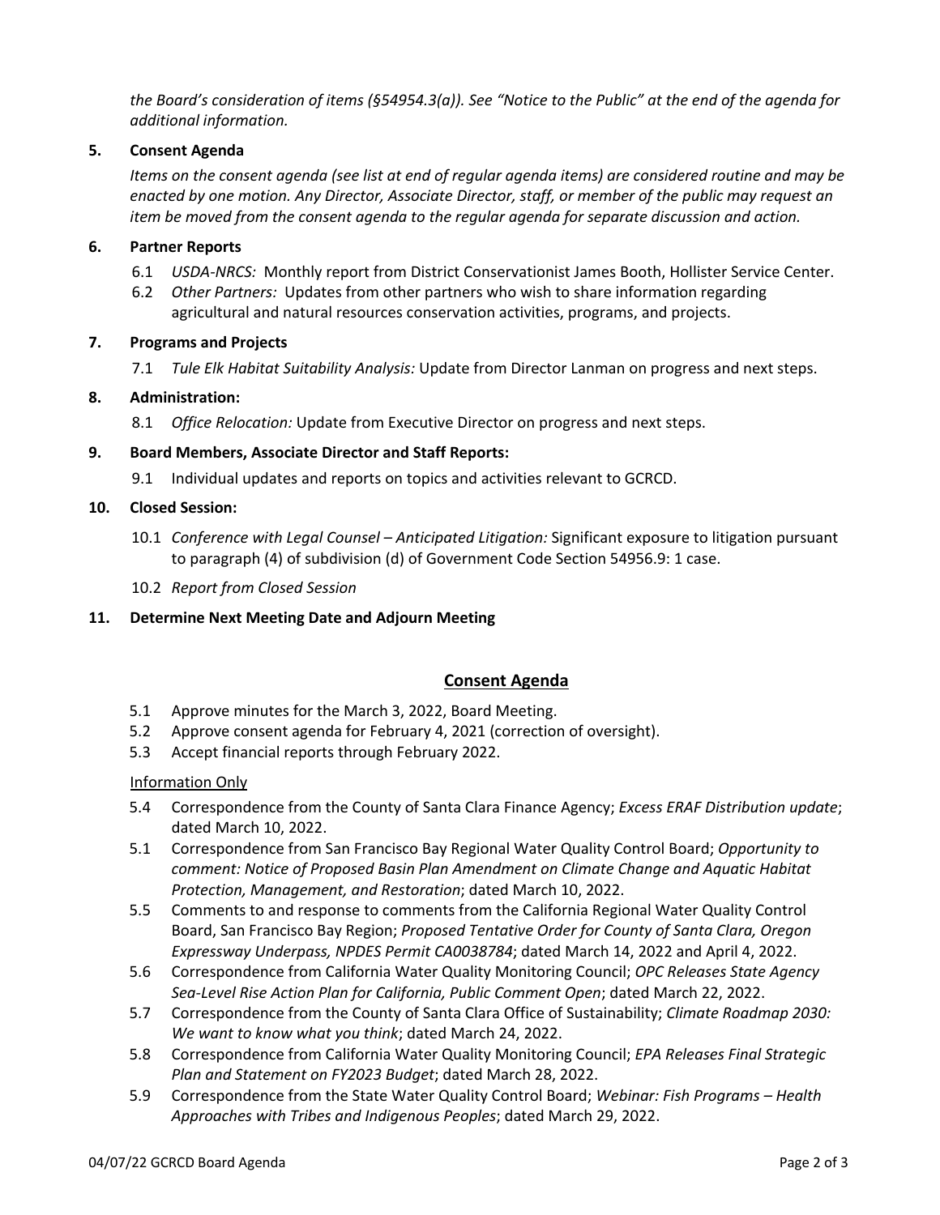*the Board's consideration of items (§54954.3(a)). See "Notice to the Public" at the end of the agenda for additional information.*

**5. Consent Agenda**

*Items on the consent agenda (see list at end of regular agenda items) are considered routine and may be enacted by one motion. Any Director, Associate Director, staff, or member of the public may request an item be moved from the consent agenda to the regular agenda for separate discussion and action.*

**6. Partner Reports**

6.1 *USDA-NRCS:* Monthly report from District Conservationist James Booth, Hollister Service Center.

6.2 *Other Partners:* Updates from other partners who wish to share information regarding agricultural and natural resources conservation activities, programs, and projects.

**7. Programs and Projects**

7.1 *Tule Elk Habitat Suitability Analysis:* Update from Director Lanman on progress and next steps.

**8. Administration:**

8.1 *Office Relocation:* Update from Executive Director on progress and next steps.

**9. Board Members, Associate Director and Staff Reports:**

9.1 Individual updates and reports on topics and activities relevant to GCRCD.

**10. Closed Session:**

10.1 *Conference with Legal Counsel – Anticipated Litigation:* Significant exposure to litigation pursuant to paragraph (4) of subdivision (d) of Government Code Section 54956.9: 1 case.

10.2 *Report from Closed Session*

**11. Determine Next Meeting Date and Adjourn Meeting**

## Consent Agenda

5.1 Approve minutes for the March 3, 2022, Board Meeting.

5.2 Approve consent agenda for February 4, 2021 (correction of oversight).

5.3 Accept financial reports through February 2022.

Information Only

5.4 Correspondence from the County of Santa Clara Finance Agency; *Excess ERAF Distribution update*; dated March 10, 2022.

5.1 Correspondence from San Francisco Bay Regional Water Quality Control Board; *Opportunity to comment: Notice of Proposed Basin Plan Amendment on Climate Change and Aquatic Habitat Protection, Management, and Restoration*; dated March 10, 2022.

5.5 Comments to and response to comments from the California Regional Water Quality Control Board, San Francisco Bay Region; *Proposed Tentative Order for County of Santa Clara, Oregon Expressway Underpass, NPDES Permit CA0038784*; dated March 14, 2022 and April 4, 2022.

5.6 Correspondence from California Water Quality Monitoring Council; *OPC Releases State Agency Sea-Level Rise Action Plan for California, Public Comment Open*; dated March 22, 2022.

5.7 Correspondence from the County of Santa Clara Office of Sustainability; *Climate Roadmap 2030: We want to know what you think*; dated March 24, 2022.

5.8 Correspondence from California Water Quality Monitoring Council; *EPA Releases Final Strategic Plan and Statement on FY2023 Budget*; dated March 28, 2022.

5.9 Correspondence from the State Water Quality Control Board; *Webinar: Fish Programs – Health Approaches with Tribes and Indigenous Peoples*; dated March 29, 2022.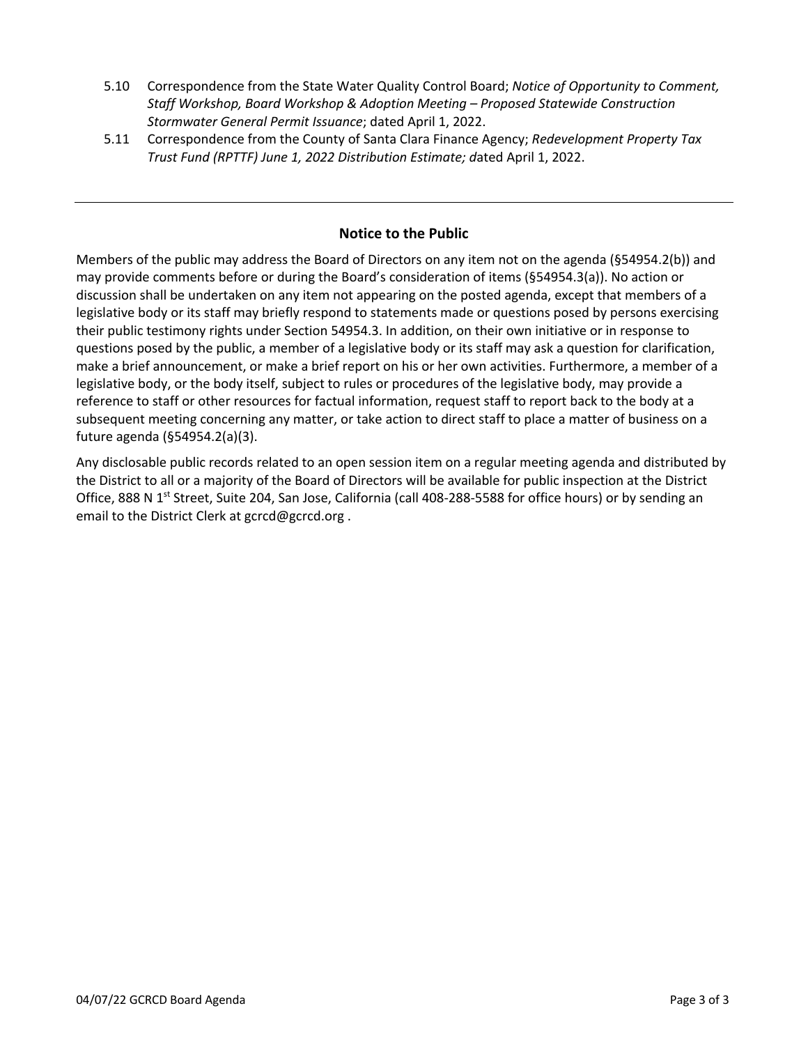5.10 Correspondence from the State Water Quality Control Board; *Notice of Opportunity to Comment, Staff Workshop, Board Workshop & Adoption Meeting – Proposed Statewide Construction Stormwater General Permit Issuance*; dated April 1, 2022.

5.11 Correspondence from the County of Santa Clara Finance Agency; *Redevelopment Property Tax Trust Fund (RPTTF) June 1, 2022 Distribution Estimate; d*ated April 1, 2022.

---

## Notice to the Public

Members of the public may address the Board of Directors on any item not on the agenda (§54954.2(b)) and may provide comments before or during the Board's consideration of items (§54954.3(a)). No action or discussion shall be undertaken on any item not appearing on the posted agenda, except that members of a legislative body or its staff may briefly respond to statements made or questions posed by persons exercising their public testimony rights under Section 54954.3. In addition, on their own initiative or in response to questions posed by the public, a member of a legislative body or its staff may ask a question for clarification, make a brief announcement, or make a brief report on his or her own activities. Furthermore, a member of a legislative body, or the body itself, subject to rules or procedures of the legislative body, may provide a reference to staff or other resources for factual information, request staff to report back to the body at a subsequent meeting concerning any matter, or take action to direct staff to place a matter of business on a future agenda (§54954.2(a)(3).

Any disclosable public records related to an open session item on a regular meeting agenda and distributed by the District to all or a majority of the Board of Directors will be available for public inspection at the District Office, 888 N 1st Street, Suite 204, San Jose, California (call 408-288-5588 for office hours) or by sending an email to the District Clerk at gcrcd@gcrcd.org .